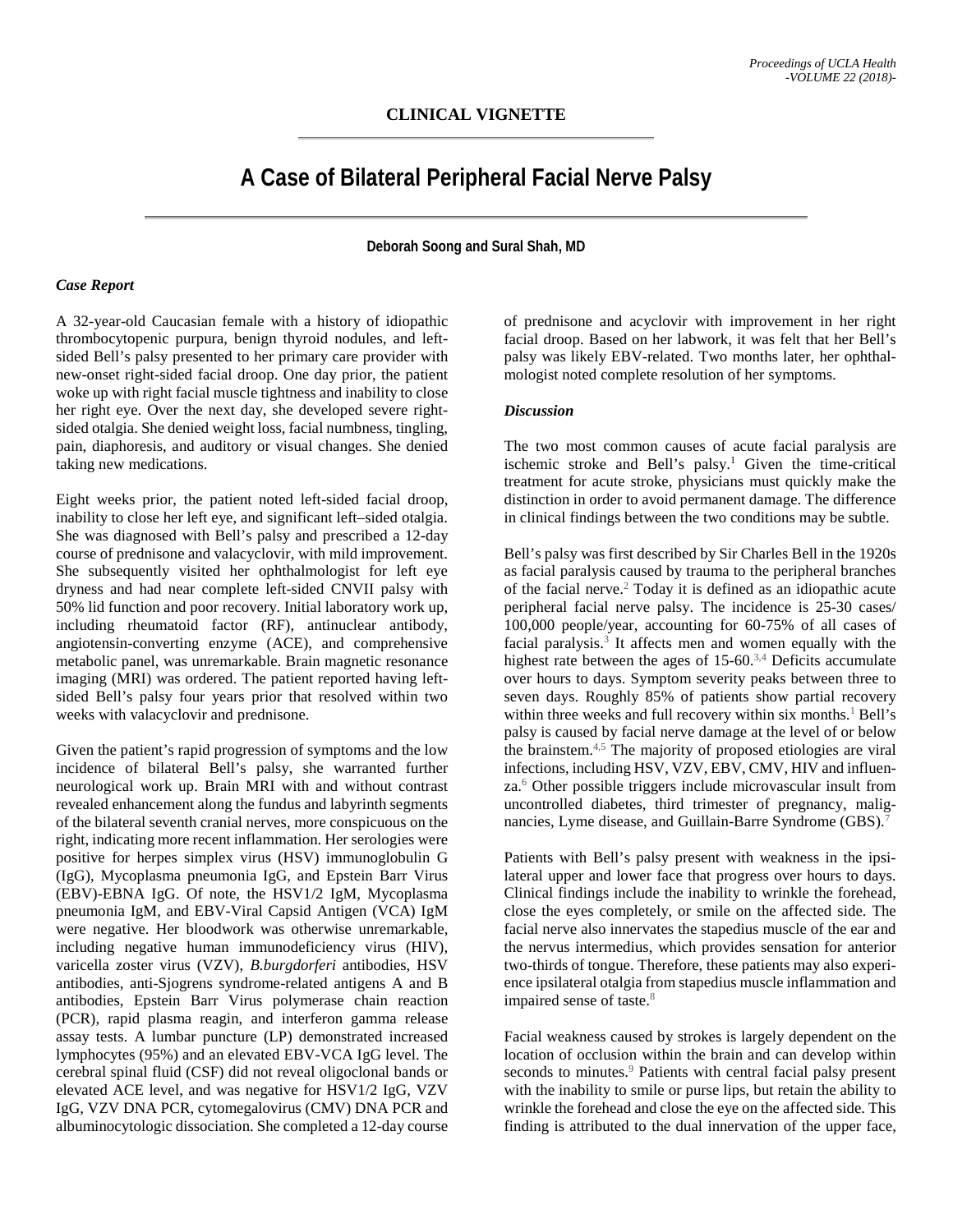**CLINICAL VIGNETTE**

# A Case of Bilateral Peripheral Facial Nerve Palsy

**Deborah Soong and Sural Shah, MD**

### *Case Report*

A 32-year-old Caucasian female with a history of idiopathic thrombocytopenic purpura, benign thyroid nodules, and left-sided Bell's palsy presented to her primary care provider with new-onset right-sided facial droop. One day prior, the patient woke up with right facial muscle tightness and inability to close her right eye. Over the next day, she developed severe right-sided otalgia. She denied weight loss, facial numbness, tingling, pain, diaphoresis, and auditory or visual changes. She denied taking new medications.

Eight weeks prior, the patient noted left-sided facial droop, inability to close her left eye, and significant left–sided otalgia. She was diagnosed with Bell's palsy and prescribed a 12-day course of prednisone and valacyclovir, with mild improvement. She subsequently visited her ophthalmologist for left eye dryness and had near complete left-sided CNVII palsy with 50% lid function and poor recovery. Initial laboratory work up, including rheumatoid factor (RF), antinuclear antibody, angiotensin-converting enzyme (ACE), and comprehensive metabolic panel, was unremarkable. Brain magnetic resonance imaging (MRI) was ordered. The patient reported having left-sided Bell's palsy four years prior that resolved within two weeks with valacyclovir and prednisone.

Given the patient's rapid progression of symptoms and the low incidence of bilateral Bell's palsy, she warranted further neurological work up. Brain MRI with and without contrast revealed enhancement along the fundus and labyrinth segments of the bilateral seventh cranial nerves, more conspicuous on the right, indicating more recent inflammation. Her serologies were positive for herpes simplex virus (HSV) immunoglobulin G (IgG), Mycoplasma pneumonia IgG, and Epstein Barr Virus (EBV)-EBNA IgG. Of note, the HSV1/2 IgM, Mycoplasma pneumonia IgM, and EBV-Viral Capsid Antigen (VCA) IgM were negative. Her bloodwork was otherwise unremarkable, including negative human immunodeficiency virus (HIV), varicella zoster virus (VZV), *B.burgdorferi* antibodies, HSV antibodies, anti-Sjogrens syndrome-related antigens A and B antibodies, Epstein Barr Virus polymerase chain reaction (PCR), rapid plasma reagin, and interferon gamma release assay tests. A lumbar puncture (LP) demonstrated increased lymphocytes (95%) and an elevated EBV-VCA IgG level. The cerebral spinal fluid (CSF) did not reveal oligoclonal bands or elevated ACE level, and was negative for HSV1/2 IgG, VZV IgG, VZV DNA PCR, cytomegalovirus (CMV) DNA PCR and albuminocytologic dissociation. She completed a 12-day course of prednisone and acyclovir with improvement in her right facial droop. Based on her labwork, it was felt that her Bell's palsy was likely EBV-related. Two months later, her ophthalmologist noted complete resolution of her symptoms.

### *Discussion*

The two most common causes of acute facial paralysis are ischemic stroke and Bell's palsy.[1] Given the time-critical treatment for acute stroke, physicians must quickly make the distinction in order to avoid permanent damage. The difference in clinical findings between the two conditions may be subtle.

Bell's palsy was first described by Sir Charles Bell in the 1920s as facial paralysis caused by trauma to the peripheral branches of the facial nerve.[2] Today it is defined as an idiopathic acute peripheral facial nerve palsy. The incidence is 25-30 cases/ 100,000 people/year, accounting for 60-75% of all cases of facial paralysis.[3] It affects men and women equally with the highest rate between the ages of 15-60.[3,4] Deficits accumulate over hours to days. Symptom severity peaks between three to seven days. Roughly 85% of patients show partial recovery within three weeks and full recovery within six months.[1] Bell's palsy is caused by facial nerve damage at the level of or below the brainstem.[4,5] The majority of proposed etiologies are viral infections, including HSV, VZV, EBV, CMV, HIV and influenza.[6] Other possible triggers include microvascular insult from uncontrolled diabetes, third trimester of pregnancy, malignancies, Lyme disease, and Guillain-Barre Syndrome (GBS).[7]

Patients with Bell's palsy present with weakness in the ipsilateral upper and lower face that progress over hours to days. Clinical findings include the inability to wrinkle the forehead, close the eyes completely, or smile on the affected side. The facial nerve also innervates the stapedius muscle of the ear and the nervus intermedius, which provides sensation for anterior two-thirds of tongue. Therefore, these patients may also experience ipsilateral otalgia from stapedius muscle inflammation and impaired sense of taste.[8]

Facial weakness caused by strokes is largely dependent on the location of occlusion within the brain and can develop within seconds to minutes.[9] Patients with central facial palsy present with the inability to smile or purse lips, but retain the ability to wrinkle the forehead and close the eye on the affected side. This finding is attributed to the dual innervation of the upper face,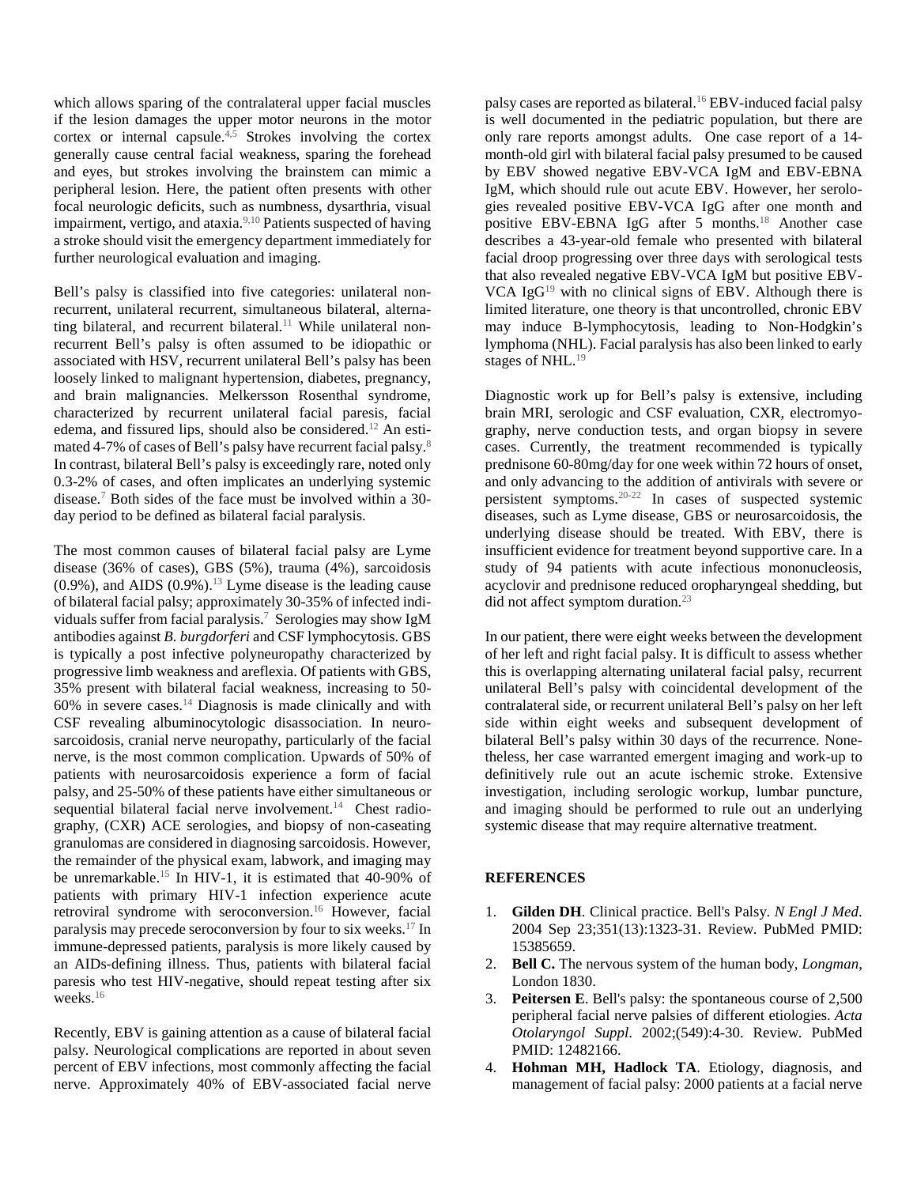which allows sparing of the contralateral upper facial muscles if the lesion damages the upper motor neurons in the motor cortex or internal capsule.[4,5] Strokes involving the cortex generally cause central facial weakness, sparing the forehead and eyes, but strokes involving the brainstem can mimic a peripheral lesion. Here, the patient often presents with other focal neurologic deficits, such as numbness, dysarthria, visual impairment, vertigo, and ataxia.[9,10] Patients suspected of having a stroke should visit the emergency department immediately for further neurological evaluation and imaging.

Bell's palsy is classified into five categories: unilateral non-recurrent, unilateral recurrent, simultaneous bilateral, alternating bilateral, and recurrent bilateral.[11] While unilateral non-recurrent Bell's palsy is often assumed to be idiopathic or associated with HSV, recurrent unilateral Bell's palsy has been loosely linked to malignant hypertension, diabetes, pregnancy, and brain malignancies. Melkersson Rosenthal syndrome, characterized by recurrent unilateral facial paresis, facial edema, and fissured lips, should also be considered.[12] An estimated 4-7% of cases of Bell's palsy have recurrent facial palsy.[8] In contrast, bilateral Bell's palsy is exceedingly rare, noted only 0.3-2% of cases, and often implicates an underlying systemic disease.[7] Both sides of the face must be involved within a 30-day period to be defined as bilateral facial paralysis.

The most common causes of bilateral facial palsy are Lyme disease (36% of cases), GBS (5%), trauma (4%), sarcoidosis (0.9%), and AIDS (0.9%).[13] Lyme disease is the leading cause of bilateral facial palsy; approximately 30-35% of infected individuals suffer from facial paralysis.[7] Serologies may show IgM antibodies against *B. burgdorferi* and CSF lymphocytosis. GBS is typically a post infective polyneuropathy characterized by progressive limb weakness and areflexia. Of patients with GBS, 35% present with bilateral facial weakness, increasing to 50-60% in severe cases.[14] Diagnosis is made clinically and with CSF revealing albuminocytologic disassociation. In neurosarcoidosis, cranial nerve neuropathy, particularly of the facial nerve, is the most common complication. Upwards of 50% of patients with neurosarcoidosis experience a form of facial palsy, and 25-50% of these patients have either simultaneous or sequential bilateral facial nerve involvement.[14] Chest radiography, (CXR) ACE serologies, and biopsy of non-caseating granulomas are considered in diagnosing sarcoidosis. However, the remainder of the physical exam, labwork, and imaging may be unremarkable.[15] In HIV-1, it is estimated that 40-90% of patients with primary HIV-1 infection experience acute retroviral syndrome with seroconversion.[16] However, facial paralysis may precede seroconversion by four to six weeks.[17] In immune-depressed patients, paralysis is more likely caused by an AIDs-defining illness. Thus, patients with bilateral facial paresis who test HIV-negative, should repeat testing after six weeks.[16]

Recently, EBV is gaining attention as a cause of bilateral facial palsy. Neurological complications are reported in about seven percent of EBV infections, most commonly affecting the facial nerve. Approximately 40% of EBV-associated facial nerve palsy cases are reported as bilateral.[16] EBV-induced facial palsy is well documented in the pediatric population, but there are only rare reports amongst adults. One case report of a 14-month-old girl with bilateral facial palsy presumed to be caused by EBV showed negative EBV-VCA IgM and EBV-EBNA IgM, which should rule out acute EBV. However, her serologies revealed positive EBV-VCA IgG after one month and positive EBV-EBNA IgG after 5 months.[18] Another case describes a 43-year-old female who presented with bilateral facial droop progressing over three days with serological tests that also revealed negative EBV-VCA IgM but positive EBV-VCA IgG[19] with no clinical signs of EBV. Although there is limited literature, one theory is that uncontrolled, chronic EBV may induce B-lymphocytosis, leading to Non-Hodgkin's lymphoma (NHL). Facial paralysis has also been linked to early stages of NHL.[19]

Diagnostic work up for Bell's palsy is extensive, including brain MRI, serologic and CSF evaluation, CXR, electromyography, nerve conduction tests, and organ biopsy in severe cases. Currently, the treatment recommended is typically prednisone 60-80mg/day for one week within 72 hours of onset, and only advancing to the addition of antivirals with severe or persistent symptoms.[20-22] In cases of suspected systemic diseases, such as Lyme disease, GBS or neurosarcoidosis, the underlying disease should be treated. With EBV, there is insufficient evidence for treatment beyond supportive care. In a study of 94 patients with acute infectious mononucleosis, acyclovir and prednisone reduced oropharyngeal shedding, but did not affect symptom duration.[23]

In our patient, there were eight weeks between the development of her left and right facial palsy. It is difficult to assess whether this is overlapping alternating unilateral facial palsy, recurrent unilateral Bell's palsy with coincidental development of the contralateral side, or recurrent unilateral Bell's palsy on her left side within eight weeks and subsequent development of bilateral Bell's palsy within 30 days of the recurrence. Nonetheless, her case warranted emergent imaging and work-up to definitively rule out an acute ischemic stroke. Extensive investigation, including serologic workup, lumbar puncture, and imaging should be performed to rule out an underlying systemic disease that may require alternative treatment.

## REFERENCES

1. **Gilden DH**. Clinical practice. Bell's Palsy. *N Engl J Med*. 2004 Sep 23;351(13):1323-31. Review. PubMed PMID: 15385659.
2. **Bell C.** The nervous system of the human body, *Longman*, London 1830.
3. **Peitersen E**. Bell's palsy: the spontaneous course of 2,500 peripheral facial nerve palsies of different etiologies. *Acta Otolaryngol Suppl*. 2002;(549):4-30. Review. PubMed PMID: 12482166.
4. **Hohman MH, Hadlock TA**. Etiology, diagnosis, and management of facial palsy: 2000 patients at a facial nerve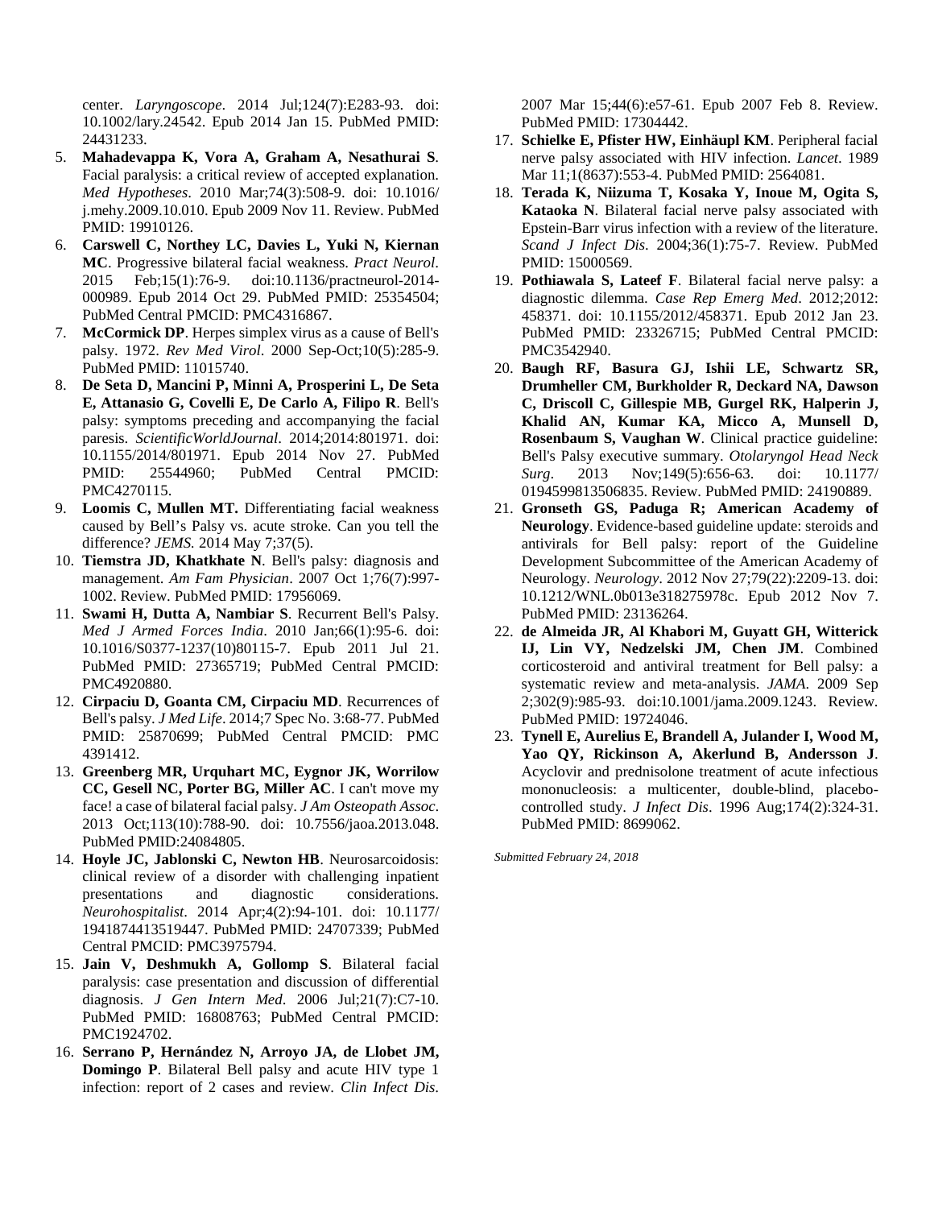center. *Laryngoscope*. 2014 Jul;124(7):E283-93. doi: 10.1002/lary.24542. Epub 2014 Jan 15. PubMed PMID: 24431233.

5. **Mahadevappa K, Vora A, Graham A, Nesathurai S**. Facial paralysis: a critical review of accepted explanation. *Med Hypotheses*. 2010 Mar;74(3):508-9. doi: 10.1016/ j.mehy.2009.10.010. Epub 2009 Nov 11. Review. PubMed PMID: 19910126.
6. **Carswell C, Northey LC, Davies L, Yuki N, Kiernan MC**. Progressive bilateral facial weakness. *Pract Neurol*. 2015 Feb;15(1):76-9. doi:10.1136/practneurol-2014-000989. Epub 2014 Oct 29. PubMed PMID: 25354504; PubMed Central PMCID: PMC4316867.
7. **McCormick DP**. Herpes simplex virus as a cause of Bell's palsy. 1972. *Rev Med Virol*. 2000 Sep-Oct;10(5):285-9. PubMed PMID: 11015740.
8. **De Seta D, Mancini P, Minni A, Prosperini L, De Seta E, Attanasio G, Covelli E, De Carlo A, Filipo R**. Bell's palsy: symptoms preceding and accompanying the facial paresis. *ScientificWorldJournal*. 2014;2014:801971. doi: 10.1155/2014/801971. Epub 2014 Nov 27. PubMed PMID: 25544960; PubMed Central PMCID: PMC4270115.
9. **Loomis C, Mullen MT.** Differentiating facial weakness caused by Bell's Palsy vs. acute stroke. Can you tell the difference? *JEMS.* 2014 May 7;37(5).
10. **Tiemstra JD, Khatkhate N**. Bell's palsy: diagnosis and management. *Am Fam Physician*. 2007 Oct 1;76(7):997-1002. Review. PubMed PMID: 17956069.
11. **Swami H, Dutta A, Nambiar S**. Recurrent Bell's Palsy. *Med J Armed Forces India*. 2010 Jan;66(1):95-6. doi: 10.1016/S0377-1237(10)80115-7. Epub 2011 Jul 21. PubMed PMID: 27365719; PubMed Central PMCID: PMC4920880.
12. **Cirpaciu D, Goanta CM, Cirpaciu MD**. Recurrences of Bell's palsy. *J Med Life*. 2014;7 Spec No. 3:68-77. PubMed PMID: 25870699; PubMed Central PMCID: PMC 4391412.
13. **Greenberg MR, Urquhart MC, Eygnor JK, Worrilow CC, Gesell NC, Porter BG, Miller AC**. I can't move my face! a case of bilateral facial palsy. *J Am Osteopath Assoc*. 2013 Oct;113(10):788-90. doi: 10.7556/jaoa.2013.048. PubMed PMID:24084805.
14. **Hoyle JC, Jablonski C, Newton HB**. Neurosarcoidosis: clinical review of a disorder with challenging inpatient presentations and diagnostic considerations. *Neurohospitalist*. 2014 Apr;4(2):94-101. doi: 10.1177/ 1941874413519447. PubMed PMID: 24707339; PubMed Central PMCID: PMC3975794.
15. **Jain V, Deshmukh A, Gollomp S**. Bilateral facial paralysis: case presentation and discussion of differential diagnosis. *J Gen Intern Med*. 2006 Jul;21(7):C7-10. PubMed PMID: 16808763; PubMed Central PMCID: PMC1924702.
16. **Serrano P, Hernández N, Arroyo JA, de Llobet JM, Domingo P**. Bilateral Bell palsy and acute HIV type 1 infection: report of 2 cases and review. *Clin Infect Dis*. 2007 Mar 15;44(6):e57-61. Epub 2007 Feb 8. Review. PubMed PMID: 17304442.
17. **Schielke E, Pfister HW, Einhäupl KM**. Peripheral facial nerve palsy associated with HIV infection. *Lancet*. 1989 Mar 11;1(8637):553-4. PubMed PMID: 2564081.
18. **Terada K, Niizuma T, Kosaka Y, Inoue M, Ogita S, Kataoka N**. Bilateral facial nerve palsy associated with Epstein-Barr virus infection with a review of the literature. *Scand J Infect Dis*. 2004;36(1):75-7. Review. PubMed PMID: 15000569.
19. **Pothiawala S, Lateef F**. Bilateral facial nerve palsy: a diagnostic dilemma. *Case Rep Emerg Med*. 2012;2012: 458371. doi: 10.1155/2012/458371. Epub 2012 Jan 23. PubMed PMID: 23326715; PubMed Central PMCID: PMC3542940.
20. **Baugh RF, Basura GJ, Ishii LE, Schwartz SR, Drumheller CM, Burkholder R, Deckard NA, Dawson C, Driscoll C, Gillespie MB, Gurgel RK, Halperin J, Khalid AN, Kumar KA, Micco A, Munsell D, Rosenbaum S, Vaughan W**. Clinical practice guideline: Bell's Palsy executive summary. *Otolaryngol Head Neck Surg*. 2013 Nov;149(5):656-63. doi: 10.1177/ 0194599813506835. Review. PubMed PMID: 24190889.
21. **Gronseth GS, Paduga R; American Academy of Neurology**. Evidence-based guideline update: steroids and antivirals for Bell palsy: report of the Guideline Development Subcommittee of the American Academy of Neurology. *Neurology*. 2012 Nov 27;79(22):2209-13. doi: 10.1212/WNL.0b013e318275978c. Epub 2012 Nov 7. PubMed PMID: 23136264.
22. **de Almeida JR, Al Khabori M, Guyatt GH, Witterick IJ, Lin VY, Nedzelski JM, Chen JM**. Combined corticosteroid and antiviral treatment for Bell palsy: a systematic review and meta-analysis. *JAMA*. 2009 Sep 2;302(9):985-93. doi:10.1001/jama.2009.1243. Review. PubMed PMID: 19724046.
23. **Tynell E, Aurelius E, Brandell A, Julander I, Wood M, Yao QY, Rickinson A, Akerlund B, Andersson J**. Acyclovir and prednisolone treatment of acute infectious mononucleosis: a multicenter, double-blind, placebo-controlled study. *J Infect Dis*. 1996 Aug;174(2):324-31. PubMed PMID: 8699062.

*Submitted February 24, 2018*